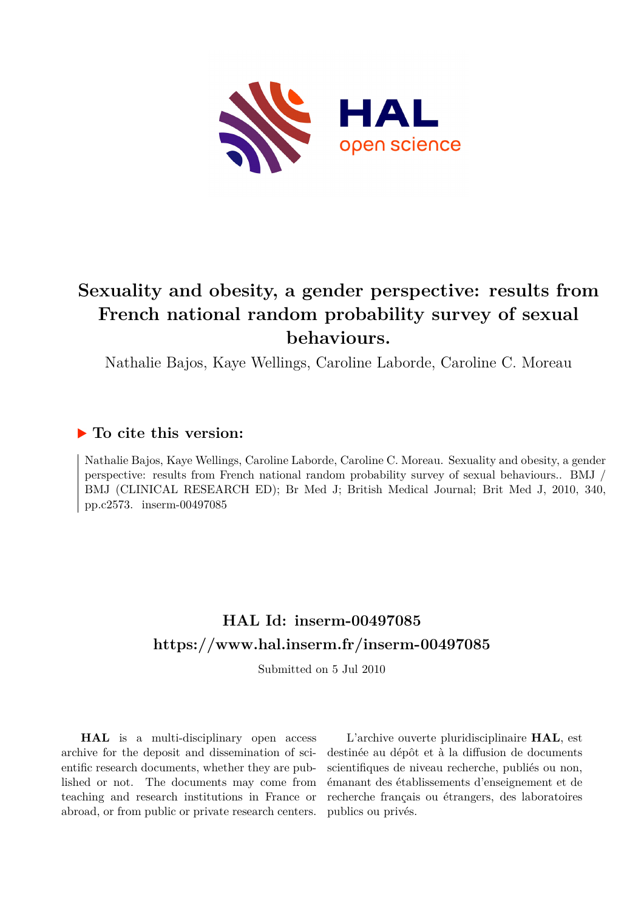# Sexuality and obesity, a gender perspective: results from French national random probability survey of sexual behaviours.

Nathalie Bajos, Kaye Wellings, Caroline Laborde, Caroline C. Moreau

## ▶ To cite this version:

Nathalie Bajos, Kaye Wellings, Caroline Laborde, Caroline C. Moreau. Sexuality and obesity, a gender perspective: results from French national random probability survey of sexual behaviours.. BMJ / BMJ (CLINICAL RESEARCH ED); Br Med J; British Medical Journal; Brit Med J, 2010, 340, pp.c2573. inserm-00497085

## HAL Id: inserm-00497085
## https://www.hal.inserm.fr/inserm-00497085

Submitted on 5 Jul 2010

**HAL** is a multi-disciplinary open access archive for the deposit and dissemination of scientific research documents, whether they are published or not. The documents may come from teaching and research institutions in France or abroad, or from public or private research centers.

L'archive ouverte pluridisciplinaire **HAL**, est destinée au dépôt et à la diffusion de documents scientifiques de niveau recherche, publiés ou non, émanant des établissements d'enseignement et de recherche français ou étrangers, des laboratoires publics ou privés.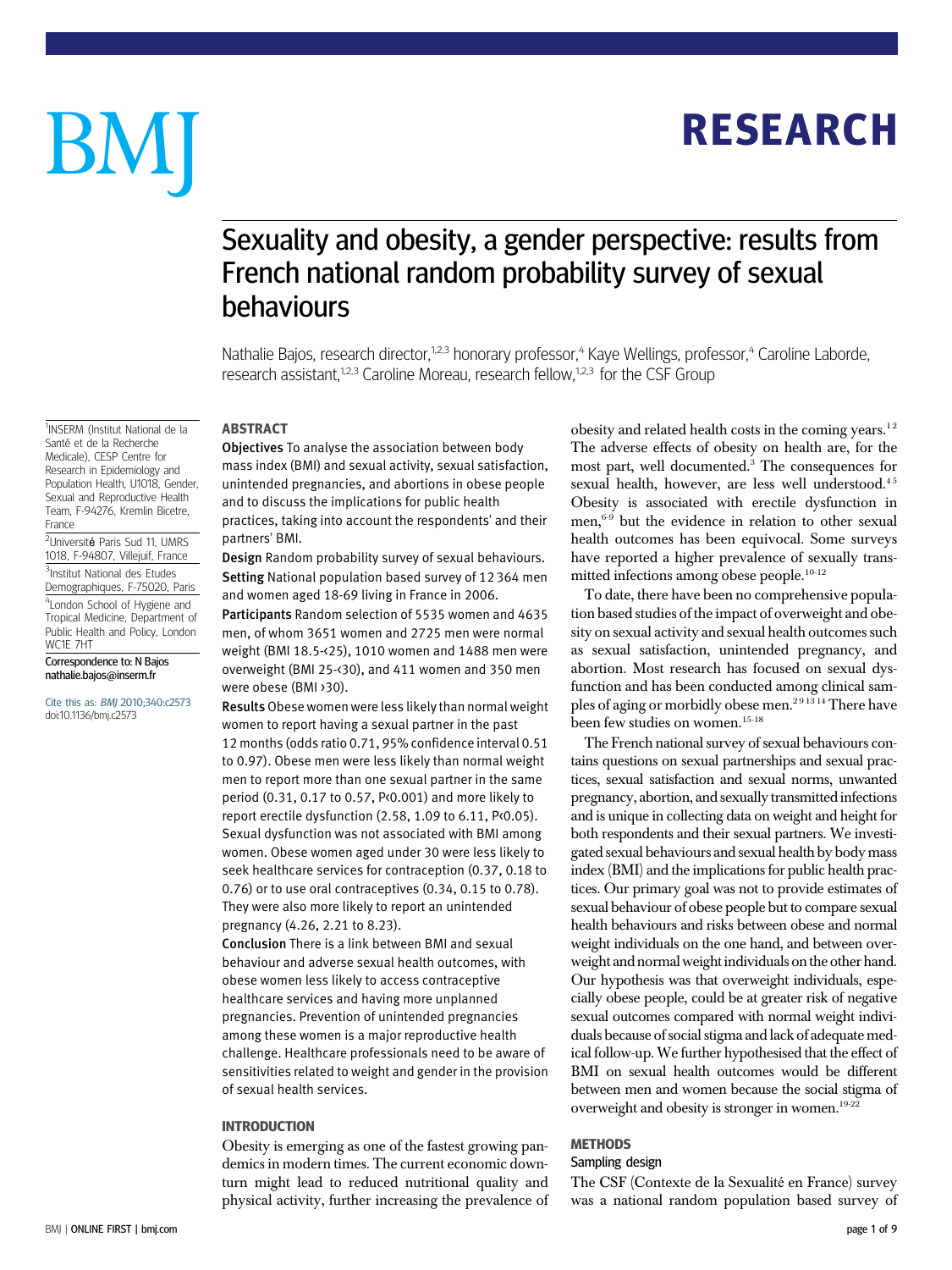# Sexuality and obesity, a gender perspective: results from French national random probability survey of sexual behaviours

Nathalie Bajos, research director,[1,2,3] honorary professor,[4] Kaye Wellings, professor,[4] Caroline Laborde, research assistant,[1,2,3] Caroline Moreau, research fellow,[1,2,3] for the CSF Group

[1]INSERM (Institut National de la Santé et de la Recherche Medicale), CESP Centre for Research in Epidemiology and Population Health, U1018, Gender, Sexual and Reproductive Health Team, F-94276, Kremlin Bicetre, France

[2]Université Paris Sud 11, UMRS 1018, F-94807, Villejuif, France

[3]Institut National des Etudes Demographiques, F-75020, Paris

[4]London School of Hygiene and Tropical Medicine, Department of Public Health and Policy, London WC1E 7HT

Correspondence to: N Bajos nathalie.bajos@inserm.fr

Cite this as: *BMJ* 2010;340:c2573 doi:10.1136/bmj.c2573

## ABSTRACT

**Objectives** To analyse the association between body mass index (BMI) and sexual activity, sexual satisfaction, unintended pregnancies, and abortions in obese people and to discuss the implications for public health practices, taking into account the respondents' and their partners' BMI.

**Design** Random probability survey of sexual behaviours.

**Setting** National population based survey of 12 364 men and women aged 18-69 living in France in 2006.

**Participants** Random selection of 5535 women and 4635 men, of whom 3651 women and 2725 men were normal weight (BMI 18.5-<25), 1010 women and 1488 men were overweight (BMI 25-<30), and 411 women and 350 men were obese (BMI >30).

**Results** Obese women were less likely than normal weight women to report having a sexual partner in the past 12 months (odds ratio 0.71, 95% confidence interval 0.51 to 0.97). Obese men were less likely than normal weight men to report more than one sexual partner in the same period (0.31, 0.17 to 0.57, $P<0.001$) and more likely to report erectile dysfunction (2.58, 1.09 to 6.11, $P<0.05$). Sexual dysfunction was not associated with BMI among women. Obese women aged under 30 were less likely to seek healthcare services for contraception (0.37, 0.18 to 0.76) or to use oral contraceptives (0.34, 0.15 to 0.78). They were also more likely to report an unintended pregnancy (4.26, 2.21 to 8.23).

**Conclusion** There is a link between BMI and sexual behaviour and adverse sexual health outcomes, with obese women less likely to access contraceptive healthcare services and having more unplanned pregnancies. Prevention of unintended pregnancies among these women is a major reproductive health challenge. Healthcare professionals need to be aware of sensitivities related to weight and gender in the provision of sexual health services.

## INTRODUCTION

Obesity is emerging as one of the fastest growing pandemics in modern times. The current economic downturn might lead to reduced nutritional quality and physical activity, further increasing the prevalence of obesity and related health costs in the coming years.[1,2] The adverse effects of obesity on health are, for the most part, well documented.[3] The consequences for sexual health, however, are less well understood.[4,5] Obesity is associated with erectile dysfunction in men,[6-9] but the evidence in relation to other sexual health outcomes has been equivocal. Some surveys have reported a higher prevalence of sexually transmitted infections among obese people.[10-12]

To date, there have been no comprehensive population based studies of the impact of overweight and obesity on sexual activity and sexual health outcomes such as sexual satisfaction, unintended pregnancy, and abortion. Most research has focused on sexual dysfunction and has been conducted among clinical samples of aging or morbidly obese men.[2,9,13,14] There have been few studies on women.[15-18]

The French national survey of sexual behaviours contains questions on sexual partnerships and sexual practices, sexual satisfaction and sexual norms, unwanted pregnancy, abortion, and sexually transmitted infections and is unique in collecting data on weight and height for both respondents and their sexual partners. We investigated sexual behaviours and sexual health by body mass index (BMI) and the implications for public health practices. Our primary goal was not to provide estimates of sexual behaviour of obese people but to compare sexual health behaviours and risks between obese and normal weight individuals on the one hand, and between overweight and normal weight individuals on the other hand. Our hypothesis was that overweight individuals, especially obese people, could be at greater risk of negative sexual outcomes compared with normal weight individuals because of social stigma and lack of adequate medical follow-up. We further hypothesised that the effect of BMI on sexual health outcomes would be different between men and women because the social stigma of overweight and obesity is stronger in women.[19-22]

## METHODS

### Sampling design

The CSF (Contexte de la Sexualité en France) survey was a national random population based survey of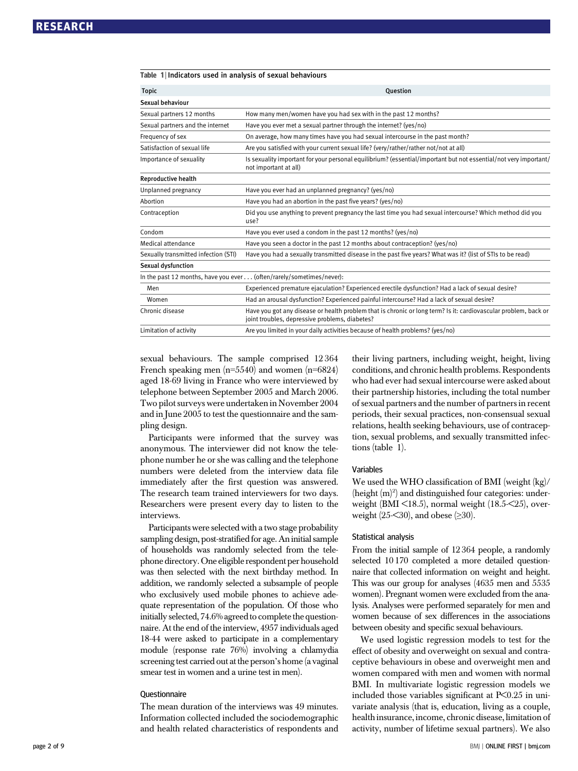**Table 1 | Indicators used in analysis of sexual behaviours**

| Topic | Question |
|---|---|
| **Sexual behaviour** | |
| Sexual partners 12 months | How many men/women have you had sex with in the past 12 months? |
| Sexual partners and the internet | Have you ever met a sexual partner through the internet? (yes/no) |
| Frequency of sex | On average, how many times have you had sexual intercourse in the past month? |
| Satisfaction of sexual life | Are you satisfied with your current sexual life? (very/rather/rather not/not at all) |
| Importance of sexuality | Is sexuality important for your personal equilibrium? (essential/important but not essential/not very important/not important at all) |
| **Reproductive health** | |
| Unplanned pregnancy | Have you ever had an unplanned pregnancy? (yes/no) |
| Abortion | Have you had an abortion in the past five years? (yes/no) |
| Contraception | Did you use anything to prevent pregnancy the last time you had sexual intercourse? Which method did you use? |
| Condom | Have you ever used a condom in the past 12 months? (yes/no) |
| Medical attendance | Have you seen a doctor in the past 12 months about contraception? (yes/no) |
| Sexually transmitted infection (STI) | Have you had a sexually transmitted disease in the past five years? What was it? (list of STIs to be read) |
| **Sexual dysfunction** | |
| In the past 12 months, have you ever . . . (often/rarely/sometimes/never): | |
| Men | Experienced premature ejaculation? Experienced erectile dysfunction? Had a lack of sexual desire? |
| Women | Had an arousal dysfunction? Experienced painful intercourse? Had a lack of sexual desire? |
| Chronic disease | Have you got any disease or health problem that is chronic or long term? Is it: cardiovascular problem, back or joint troubles, depressive problems, diabetes? |
| Limitation of activity | Are you limited in your daily activities because of health problems? (yes/no) |

sexual behaviours. The sample comprised 12 364 French speaking men (n=5540) and women (n=6824) aged 18-69 living in France who were interviewed by telephone between September 2005 and March 2006. Two pilot surveys were undertaken in November 2004 and in June 2005 to test the questionnaire and the sampling design.

Participants were informed that the survey was anonymous. The interviewer did not know the telephone number he or she was calling and the telephone numbers were deleted from the interview data file immediately after the first question was answered. The research team trained interviewers for two days. Researchers were present every day to listen to the interviews.

Participants were selected with a two stage probability sampling design, post-stratified for age. An initial sample of households was randomly selected from the telephone directory. One eligible respondent per household was then selected with the next birthday method. In addition, we randomly selected a subsample of people who exclusively used mobile phones to achieve adequate representation of the population. Of those who initially selected, 74.6% agreed to complete the questionnaire. At the end of the interview, 4957 individuals aged 18-44 were asked to participate in a complementary module (response rate 76%) involving a chlamydia screening test carried out at the person's home (a vaginal smear test in women and a urine test in men).

### Questionnaire

The mean duration of the interviews was 49 minutes. Information collected included the sociodemographic and health related characteristics of respondents and their living partners, including weight, height, living conditions, and chronic health problems. Respondents who had ever had sexual intercourse were asked about their partnership histories, including the total number of sexual partners and the number of partners in recent periods, their sexual practices, non-consensual sexual relations, health seeking behaviours, use of contraception, sexual problems, and sexually transmitted infections (table 1).

### Variables

We used the WHO classification of BMI (weight (kg)/(height (m)$^2$) and distinguished four categories: underweight (BMI <18.5), normal weight (18.5-<25), overweight (25-<30), and obese (≥30).

### Statistical analysis

From the initial sample of 12 364 people, a randomly selected 10 170 completed a more detailed questionnaire that collected information on weight and height. This was our group for analyses (4635 men and 5535 women). Pregnant women were excluded from the analysis. Analyses were performed separately for men and women because of sex differences in the associations between obesity and specific sexual behaviours.

We used logistic regression models to test for the effect of obesity and overweight on sexual and contraceptive behaviours in obese and overweight men and women compared with men and women with normal BMI. In multivariate logistic regression models we included those variables significant at $P<0.25$ in univariate analysis (that is, education, living as a couple, health insurance, income, chronic disease, limitation of activity, number of lifetime sexual partners). We also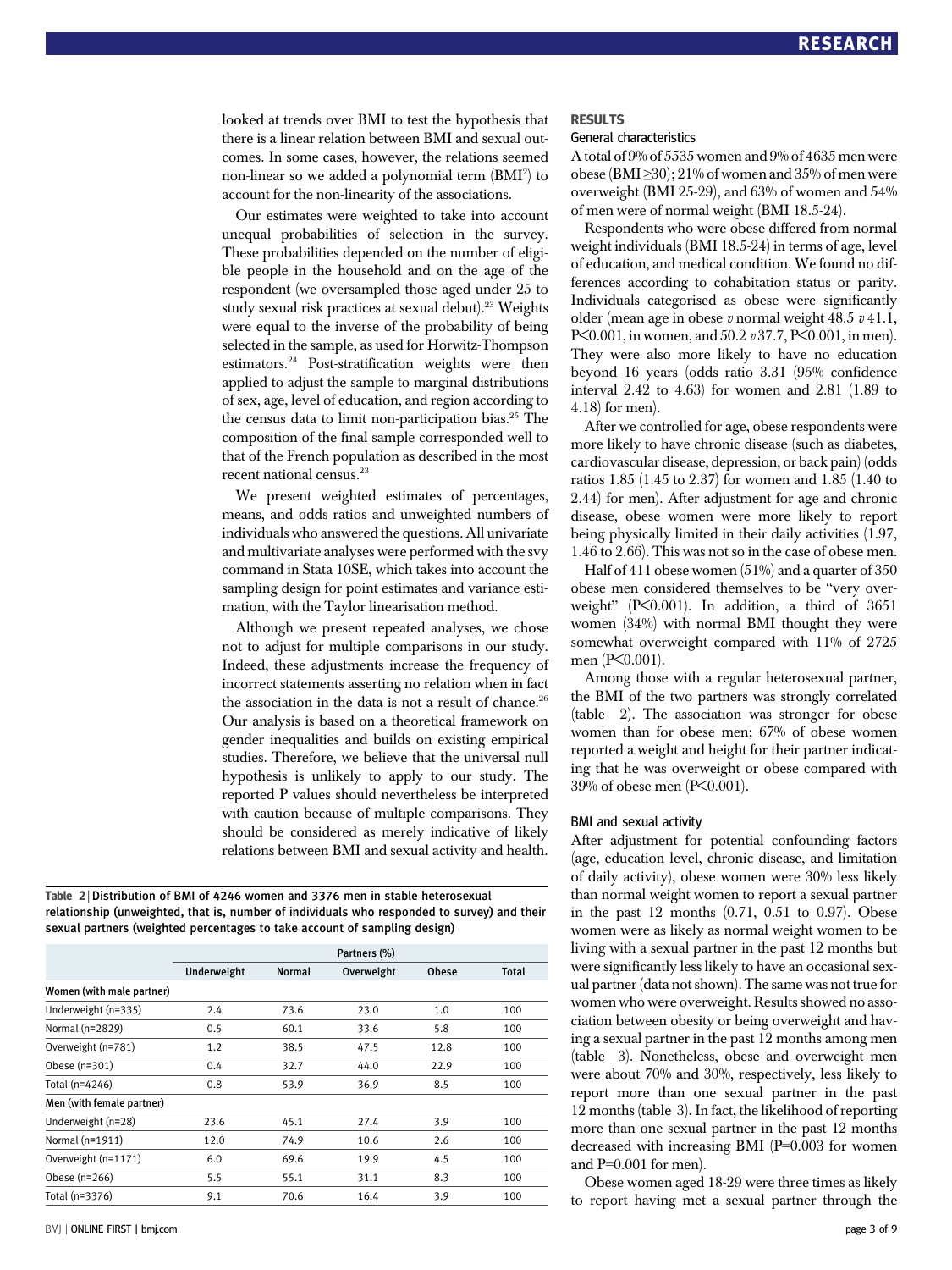looked at trends over BMI to test the hypothesis that there is a linear relation between BMI and sexual outcomes. In some cases, however, the relations seemed non-linear so we added a polynomial term ($BMI^2$) to account for the non-linearity of the associations.

Our estimates were weighted to take into account unequal probabilities of selection in the survey. These probabilities depended on the number of eligible people in the household and on the age of the respondent (we oversampled those aged under 25 to study sexual risk practices at sexual debut).[23] Weights were equal to the inverse of the probability of being selected in the sample, as used for Horwitz-Thompson estimators.[24] Post-stratification weights were then applied to adjust the sample to marginal distributions of sex, age, level of education, and region according to the census data to limit non-participation bias.[25] The composition of the final sample corresponded well to that of the French population as described in the most recent national census.[23]

We present weighted estimates of percentages, means, and odds ratios and unweighted numbers of individuals who answered the questions. All univariate and multivariate analyses were performed with the svy command in Stata 10SE, which takes into account the sampling design for point estimates and variance estimation, with the Taylor linearisation method.

Although we present repeated analyses, we chose not to adjust for multiple comparisons in our study. Indeed, these adjustments increase the frequency of incorrect statements asserting no relation when in fact the association in the data is not a result of chance.[26] Our analysis is based on a theoretical framework on gender inequalities and builds on existing empirical studies. Therefore, we believe that the universal null hypothesis is unlikely to apply to our study. The reported P values should nevertheless be interpreted with caution because of multiple comparisons. They should be considered as merely indicative of likely relations between BMI and sexual activity and health.

**Table 2** | Distribution of BMI of 4246 women and 3376 men in stable heterosexual relationship (unweighted, that is, number of individuals who responded to survey) and their sexual partners (weighted percentages to take account of sampling design)

| | Partners (%) | | | | |
|---|---|---|---|---|---|
| | Underweight | Normal | Overweight | Obese | Total |
| **Women (with male partner)** | | | | | |
| Underweight (n=335) | 2.4 | 73.6 | 23.0 | 1.0 | 100 |
| Normal (n=2829) | 0.5 | 60.1 | 33.6 | 5.8 | 100 |
| Overweight (n=781) | 1.2 | 38.5 | 47.5 | 12.8 | 100 |
| Obese (n=301) | 0.4 | 32.7 | 44.0 | 22.9 | 100 |
| Total (n=4246) | 0.8 | 53.9 | 36.9 | 8.5 | 100 |
| **Men (with female partner)** | | | | | |
| Underweight (n=28) | 23.6 | 45.1 | 27.4 | 3.9 | 100 |
| Normal (n=1911) | 12.0 | 74.9 | 10.6 | 2.6 | 100 |
| Overweight (n=1171) | 6.0 | 69.6 | 19.9 | 4.5 | 100 |
| Obese (n=266) | 5.5 | 55.1 | 31.1 | 8.3 | 100 |
| Total (n=3376) | 9.1 | 70.6 | 16.4 | 3.9 | 100 |

## RESULTS

### General characteristics

A total of 9% of 5535 women and 9% of 4635 men were obese (BMI ≥30); 21% of women and 35% of men were overweight (BMI 25-29), and 63% of women and 54% of men were of normal weight (BMI 18.5-24).

Respondents who were obese differed from normal weight individuals (BMI 18.5-24) in terms of age, level of education, and medical condition. We found no differences according to cohabitation status or parity. Individuals categorised as obese were significantly older (mean age in obese *v* normal weight 48.5 *v* 41.1, P<0.001, in women, and 50.2 *v* 37.7, P<0.001, in men). They were also more likely to have no education beyond 16 years (odds ratio 3.31 (95% confidence interval 2.42 to 4.63) for women and 2.81 (1.89 to 4.18) for men).

After we controlled for age, obese respondents were more likely to have chronic disease (such as diabetes, cardiovascular disease, depression, or back pain) (odds ratios 1.85 (1.45 to 2.37) for women and 1.85 (1.40 to 2.44) for men). After adjustment for age and chronic disease, obese women were more likely to report being physically limited in their daily activities (1.97, 1.46 to 2.66). This was not so in the case of obese men.

Half of 411 obese women (51%) and a quarter of 350 obese men considered themselves to be "very overweight" (P<0.001). In addition, a third of 3651 women (34%) with normal BMI thought they were somewhat overweight compared with 11% of 2725 men (P<0.001).

Among those with a regular heterosexual partner, the BMI of the two partners was strongly correlated (table 2). The association was stronger for obese women than for obese men; 67% of obese women reported a weight and height for their partner indicating that he was overweight or obese compared with 39% of obese men (P<0.001).

### BMI and sexual activity

After adjustment for potential confounding factors (age, education level, chronic disease, and limitation of daily activity), obese women were 30% less likely than normal weight women to report a sexual partner in the past 12 months (0.71, 0.51 to 0.97). Obese women were as likely as normal weight women to be living with a sexual partner in the past 12 months but were significantly less likely to have an occasional sexual partner (data not shown). The same was not true for women who were overweight. Results showed no association between obesity or being overweight and having a sexual partner in the past 12 months among men (table 3). Nonetheless, obese and overweight men were about 70% and 30%, respectively, less likely to report more than one sexual partner in the past 12 months (table 3). In fact, the likelihood of reporting more than one sexual partner in the past 12 months decreased with increasing BMI (P=0.003 for women and P=0.001 for men).

Obese women aged 18-29 were three times as likely to report having met a sexual partner through the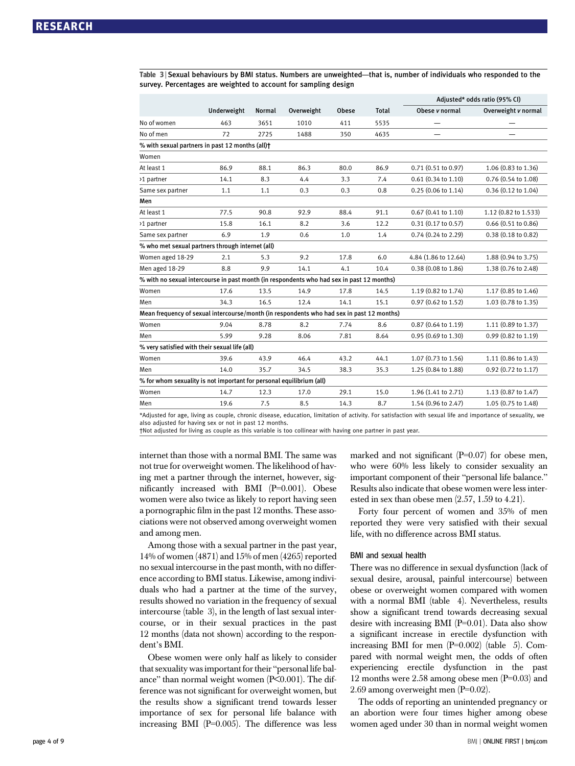Table 3 | Sexual behaviours by BMI status. Numbers are unweighted—that is, number of individuals who responded to the survey. Percentages are weighted to account for sampling design

| | Underweight | Normal | Overweight | Obese | Total | Adjusted* odds ratio (95% CI) | |
|---|---|---|---|---|---|---|---|
| | | | | | | Obese *v* normal | Overweight *v* normal |
| No of women | 463 | 3651 | 1010 | 411 | 5535 | — | — |
| No of men | 72 | 2725 | 1488 | 350 | 4635 | — | — |
| **% with sexual partners in past 12 months (all)†** | | | | | | | |
| Women | | | | | | | |
| At least 1 | 86.9 | 88.1 | 86.3 | 80.0 | 86.9 | 0.71 (0.51 to 0.97) | 1.06 (0.83 to 1.36) |
| >1 partner | 14.1 | 8.3 | 4.4 | 3.3 | 7.4 | 0.61 (0.34 to 1.10) | 0.76 (0.54 to 1.08) |
| Same sex partner | 1.1 | 1.1 | 0.3 | 0.3 | 0.8 | 0.25 (0.06 to 1.14) | 0.36 (0.12 to 1.04) |
| **Men** | | | | | | | |
| At least 1 | 77.5 | 90.8 | 92.9 | 88.4 | 91.1 | 0.67 (0.41 to 1.10) | 1.12 (0.82 to 1.533) |
| >1 partner | 15.8 | 16.1 | 8.2 | 3.6 | 12.2 | 0.31 (0.17 to 0.57) | 0.66 (0.51 to 0.86) |
| Same sex partner | 6.9 | 1.9 | 0.6 | 1.0 | 1.4 | 0.74 (0.24 to 2.29) | 0.38 (0.18 to 0.82) |
| **% who met sexual partners through internet (all)** | | | | | | | |
| Women aged 18-29 | 2.1 | 5.3 | 9.2 | 17.8 | 6.0 | 4.84 (1.86 to 12.64) | 1.88 (0.94 to 3.75) |
| Men aged 18-29 | 8.8 | 9.9 | 14.1 | 4.1 | 10.4 | 0.38 (0.08 to 1.86) | 1.38 (0.76 to 2.48) |
| **% with no sexual intercourse in past month (in respondents who had sex in past 12 months)** | | | | | | | |
| Women | 17.6 | 13.5 | 14.9 | 17.8 | 14.5 | 1.19 (0.82 to 1.74) | 1.17 (0.85 to 1.46) |
| Men | 34.3 | 16.5 | 12.4 | 14.1 | 15.1 | 0.97 (0.62 to 1.52) | 1.03 (0.78 to 1.35) |
| **Mean frequency of sexual intercourse/month (in respondents who had sex in past 12 months)** | | | | | | | |
| Women | 9.04 | 8.78 | 8.2 | 7.74 | 8.6 | 0.87 (0.64 to 1.19) | 1.11 (0.89 to 1.37) |
| Men | 5.99 | 9.28 | 8.06 | 7.81 | 8.64 | 0.95 (0.69 to 1.30) | 0.99 (0.82 to 1.19) |
| **% very satisfied with their sexual life (all)** | | | | | | | |
| Women | 39.6 | 43.9 | 46.4 | 43.2 | 44.1 | 1.07 (0.73 to 1.56) | 1.11 (0.86 to 1.43) |
| Men | 14.0 | 35.7 | 34.5 | 38.3 | 35.3 | 1.25 (0.84 to 1.88) | 0.92 (0.72 to 1.17) |
| **% for whom sexuality is not important for personal equilibrium (all)** | | | | | | | |
| Women | 14.7 | 12.3 | 17.0 | 29.1 | 15.0 | 1.96 (1.41 to 2.71) | 1.13 (0.87 to 1.47) |
| Men | 19.6 | 7.5 | 8.5 | 14.3 | 8.7 | 1.54 (0.96 to 2.47) | 1.05 (0.75 to 1.48) |

*Adjusted for age, living as couple, chronic disease, education, limitation of activity. For satisfaction with sexual life and importance of sexuality, we also adjusted for having sex or not in past 12 months.
†Not adjusted for living as couple as this variable is too collinear with having one partner in past year.

internet than those with a normal BMI. The same was not true for overweight women. The likelihood of having met a partner through the internet, however, significantly increased with BMI (P=0.001). Obese women were also twice as likely to report having seen a pornographic film in the past 12 months. These associations were not observed among overweight women and among men.

Among those with a sexual partner in the past year, 14% of women (4871) and 15% of men (4265) reported no sexual intercourse in the past month, with no difference according to BMI status. Likewise, among individuals who had a partner at the time of the survey, results showed no variation in the frequency of sexual intercourse (table 3), in the length of last sexual intercourse, or in their sexual practices in the past 12 months (data not shown) according to the respondent's BMI.

Obese women were only half as likely to consider that sexuality was important for their "personal life balance" than normal weight women (P<0.001). The difference was not significant for overweight women, but the results show a significant trend towards lesser importance of sex for personal life balance with increasing BMI (P=0.005). The difference was less marked and not significant (P=0.07) for obese men, who were 60% less likely to consider sexuality an important component of their "personal life balance." Results also indicate that obese women were less interested in sex than obese men (2.57, 1.59 to 4.21).

Forty four percent of women and 35% of men reported they were very satisfied with their sexual life, with no difference across BMI status.

### BMI and sexual health

There was no difference in sexual dysfunction (lack of sexual desire, arousal, painful intercourse) between obese or overweight women compared with women with a normal BMI (table 4). Nevertheless, results show a significant trend towards decreasing sexual desire with increasing BMI (P=0.01). Data also show a significant increase in erectile dysfunction with increasing BMI for men (P=0.002) (table 5). Compared with normal weight men, the odds of often experiencing erectile dysfunction in the past 12 months were 2.58 among obese men (P=0.03) and 2.69 among overweight men (P=0.02).

The odds of reporting an unintended pregnancy or an abortion were four times higher among obese women aged under 30 than in normal weight women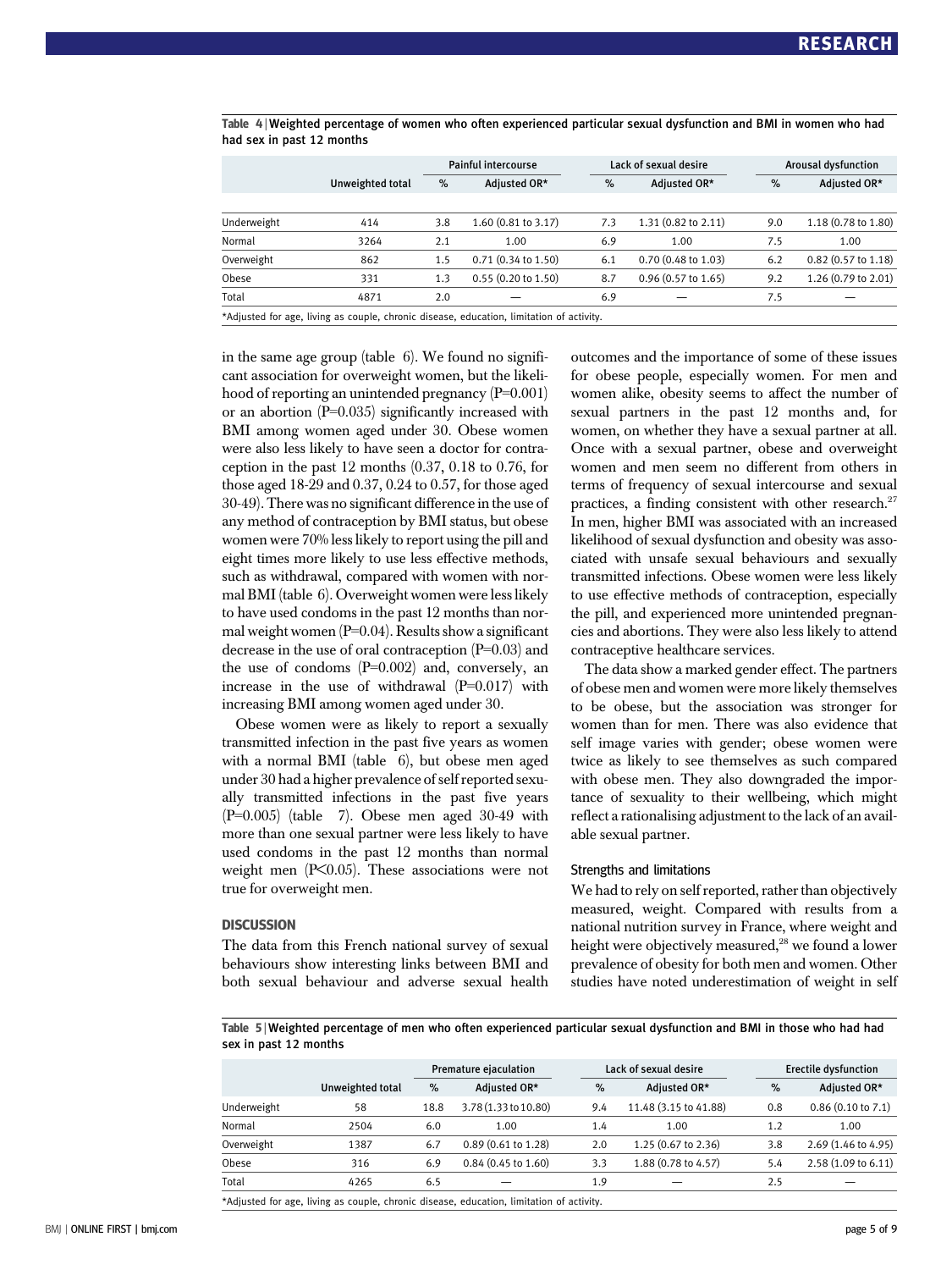Table 4 | Weighted percentage of women who often experienced particular sexual dysfunction and BMI in women who had had sex in past 12 months

| | Unweighted total | Painful intercourse | | Lack of sexual desire | | Arousal dysfunction | |
|---|---|---|---|---|---|---|---|
| | | % | Adjusted OR* | % | Adjusted OR* | % | Adjusted OR* |
| Underweight | 414 | 3.8 | 1.60 (0.81 to 3.17) | 7.3 | 1.31 (0.82 to 2.11) | 9.0 | 1.18 (0.78 to 1.80) |
| Normal | 3264 | 2.1 | 1.00 | 6.9 | 1.00 | 7.5 | 1.00 |
| Overweight | 862 | 1.5 | 0.71 (0.34 to 1.50) | 6.1 | 0.70 (0.48 to 1.03) | 6.2 | 0.82 (0.57 to 1.18) |
| Obese | 331 | 1.3 | 0.55 (0.20 to 1.50) | 8.7 | 0.96 (0.57 to 1.65) | 9.2 | 1.26 (0.79 to 2.01) |
| Total | 4871 | 2.0 | — | 6.9 | — | 7.5 | — |

*Adjusted for age, living as couple, chronic disease, education, limitation of activity.

in the same age group (table 6). We found no significant association for overweight women, but the likelihood of reporting an unintended pregnancy (P=0.001) or an abortion (P=0.035) significantly increased with BMI among women aged under 30. Obese women were also less likely to have seen a doctor for contraception in the past 12 months (0.37, 0.18 to 0.76, for those aged 18-29 and 0.37, 0.24 to 0.57, for those aged 30-49). There was no significant difference in the use of any method of contraception by BMI status, but obese women were 70% less likely to report using the pill and eight times more likely to use less effective methods, such as withdrawal, compared with women with normal BMI (table 6). Overweight women were less likely to have used condoms in the past 12 months than normal weight women (P=0.04). Results show a significant decrease in the use of oral contraception (P=0.03) and the use of condoms (P=0.002) and, conversely, an increase in the use of withdrawal (P=0.017) with increasing BMI among women aged under 30.

Obese women were as likely to report a sexually transmitted infection in the past five years as women with a normal BMI (table 6), but obese men aged under 30 had a higher prevalence of self reported sexually transmitted infections in the past five years (P=0.005) (table 7). Obese men aged 30-49 with more than one sexual partner were less likely to have used condoms in the past 12 months than normal weight men ($P<0.05$). These associations were not true for overweight men.

## DISCUSSION

The data from this French national survey of sexual behaviours show interesting links between BMI and both sexual behaviour and adverse sexual health outcomes and the importance of some of these issues for obese people, especially women. For men and women alike, obesity seems to affect the number of sexual partners in the past 12 months and, for women, on whether they have a sexual partner at all. Once with a sexual partner, obese and overweight women and men seem no different from others in terms of frequency of sexual intercourse and sexual practices, a finding consistent with other research.[27] In men, higher BMI was associated with an increased likelihood of sexual dysfunction and obesity was associated with unsafe sexual behaviours and sexually transmitted infections. Obese women were less likely to use effective methods of contraception, especially the pill, and experienced more unintended pregnancies and abortions. They were also less likely to attend contraceptive healthcare services.

The data show a marked gender effect. The partners of obese men and women were more likely themselves to be obese, but the association was stronger for women than for men. There was also evidence that self image varies with gender; obese women were twice as likely to see themselves as such compared with obese men. They also downgraded the importance of sexuality to their wellbeing, which might reflect a rationalising adjustment to the lack of an available sexual partner.

### Strengths and limitations

We had to rely on self reported, rather than objectively measured, weight. Compared with results from a national nutrition survey in France, where weight and height were objectively measured,[28] we found a lower prevalence of obesity for both men and women. Other studies have noted underestimation of weight in self

Table 5 | Weighted percentage of men who often experienced particular sexual dysfunction and BMI in those who had had sex in past 12 months

| | Unweighted total | Premature ejaculation | | Lack of sexual desire | | Erectile dysfunction | |
|---|---|---|---|---|---|---|---|
| | | % | Adjusted OR* | % | Adjusted OR* | % | Adjusted OR* |
| Underweight | 58 | 18.8 | 3.78 (1.33 to 10.80) | 9.4 | 11.48 (3.15 to 41.88) | 0.8 | 0.86 (0.10 to 7.1) |
| Normal | 2504 | 6.0 | 1.00 | 1.4 | 1.00 | 1.2 | 1.00 |
| Overweight | 1387 | 6.7 | 0.89 (0.61 to 1.28) | 2.0 | 1.25 (0.67 to 2.36) | 3.8 | 2.69 (1.46 to 4.95) |
| Obese | 316 | 6.9 | 0.84 (0.45 to 1.60) | 3.3 | 1.88 (0.78 to 4.57) | 5.4 | 2.58 (1.09 to 6.11) |
| Total | 4265 | 6.5 | — | 1.9 | — | 2.5 | — |

*Adjusted for age, living as couple, chronic disease, education, limitation of activity.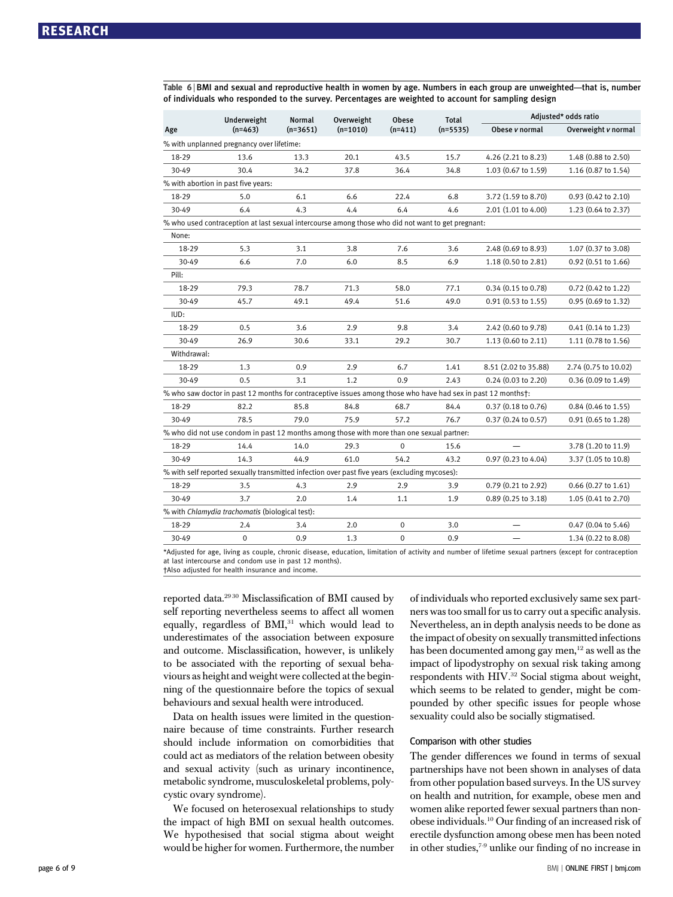Table 6 | BMI and sexual and reproductive health in women by age. Numbers in each group are unweighted—that is, number of individuals who responded to the survey. Percentages are weighted to account for sampling design

| Age | Underweight (n=463) | Normal (n=3651) | Overweight (n=1010) | Obese (n=411) | Total (n=5535) | Adjusted* odds ratio | |
|---|---|---|---|---|---|---|---|
| | | | | | | Obese v normal | Overweight v normal |
| % with unplanned pregnancy over lifetime: | | | | | | | |
| 18-29 | 13.6 | 13.3 | 20.1 | 43.5 | 15.7 | 4.26 (2.21 to 8.23) | 1.48 (0.88 to 2.50) |
| 30-49 | 30.4 | 34.2 | 37.8 | 36.4 | 34.8 | 1.03 (0.67 to 1.59) | 1.16 (0.87 to 1.54) |
| % with abortion in past five years: | | | | | | | |
| 18-29 | 5.0 | 6.1 | 6.6 | 22.4 | 6.8 | 3.72 (1.59 to 8.70) | 0.93 (0.42 to 2.10) |
| 30-49 | 6.4 | 4.3 | 4.4 | 6.4 | 4.6 | 2.01 (1.01 to 4.00) | 1.23 (0.64 to 2.37) |
| % who used contraception at last sexual intercourse among those who did not want to get pregnant: | | | | | | | |
| None: | | | | | | | |
| 18-29 | 5.3 | 3.1 | 3.8 | 7.6 | 3.6 | 2.48 (0.69 to 8.93) | 1.07 (0.37 to 3.08) |
| 30-49 | 6.6 | 7.0 | 6.0 | 8.5 | 6.9 | 1.18 (0.50 to 2.81) | 0.92 (0.51 to 1.66) |
| Pill: | | | | | | | |
| 18-29 | 79.3 | 78.7 | 71.3 | 58.0 | 77.1 | 0.34 (0.15 to 0.78) | 0.72 (0.42 to 1.22) |
| 30-49 | 45.7 | 49.1 | 49.4 | 51.6 | 49.0 | 0.91 (0.53 to 1.55) | 0.95 (0.69 to 1.32) |
| IUD: | | | | | | | |
| 18-29 | 0.5 | 3.6 | 2.9 | 9.8 | 3.4 | 2.42 (0.60 to 9.78) | 0.41 (0.14 to 1.23) |
| 30-49 | 26.9 | 30.6 | 33.1 | 29.2 | 30.7 | 1.13 (0.60 to 2.11) | 1.11 (0.78 to 1.56) |
| Withdrawal: | | | | | | | |
| 18-29 | 1.3 | 0.9 | 2.9 | 6.7 | 1.41 | 8.51 (2.02 to 35.88) | 2.74 (0.75 to 10.02) |
| 30-49 | 0.5 | 3.1 | 1.2 | 0.9 | 2.43 | 0.24 (0.03 to 2.20) | 0.36 (0.09 to 1.49) |
| % who saw doctor in past 12 months for contraceptive issues among those who have had sex in past 12 months†: | | | | | | | |
| 18-29 | 82.2 | 85.8 | 84.8 | 68.7 | 84.4 | 0.37 (0.18 to 0.76) | 0.84 (0.46 to 1.55) |
| 30-49 | 78.5 | 79.0 | 75.9 | 57.2 | 76.7 | 0.37 (0.24 to 0.57) | 0.91 (0.65 to 1.28) |
| % who did not use condom in past 12 months among those with more than one sexual partner: | | | | | | | |
| 18-29 | 14.4 | 14.0 | 29.3 | 0 | 15.6 | — | 3.78 (1.20 to 11.9) |
| 30-49 | 14.3 | 44.9 | 61.0 | 54.2 | 43.2 | 0.97 (0.23 to 4.04) | 3.37 (1.05 to 10.8) |
| % with self reported sexually transmitted infection over past five years (excluding mycoses): | | | | | | | |
| 18-29 | 3.5 | 4.3 | 2.9 | 2.9 | 3.9 | 0.79 (0.21 to 2.92) | 0.66 (0.27 to 1.61) |
| 30-49 | 3.7 | 2.0 | 1.4 | 1.1 | 1.9 | 0.89 (0.25 to 3.18) | 1.05 (0.41 to 2.70) |
| % with *Chlamydia trachomatis* (biological test): | | | | | | | |
| 18-29 | 2.4 | 3.4 | 2.0 | 0 | 3.0 | — | 0.47 (0.04 to 5.46) |
| 30-49 | 0 | 0.9 | 1.3 | 0 | 0.9 | — | 1.34 (0.22 to 8.08) |

*Adjusted for age, living as couple, chronic disease, education, limitation of activity and number of lifetime sexual partners (except for contraception at last intercourse and condom use in past 12 months).
†Also adjusted for health insurance and income.

reported data.[29,30] Misclassification of BMI caused by self reporting nevertheless seems to affect all women equally, regardless of BMI,[31] which would lead to underestimates of the association between exposure and outcome. Misclassification, however, is unlikely to be associated with the reporting of sexual behaviours as height and weight were collected at the beginning of the questionnaire before the topics of sexual behaviours and sexual health were introduced.

Data on health issues were limited in the questionnaire because of time constraints. Further research should include information on comorbidities that could act as mediators of the relation between obesity and sexual activity (such as urinary incontinence, metabolic syndrome, musculoskeletal problems, polycystic ovary syndrome).

We focused on heterosexual relationships to study the impact of high BMI on sexual health outcomes. We hypothesised that social stigma about weight would be higher for women. Furthermore, the number of individuals who reported exclusively same sex partners was too small for us to carry out a specific analysis. Nevertheless, an in depth analysis needs to be done as the impact of obesity on sexually transmitted infections has been documented among gay men,[12] as well as the impact of lipodystrophy on sexual risk taking among respondents with HIV.[32] Social stigma about weight, which seems to be related to gender, might be compounded by other specific issues for people whose sexuality could also be socially stigmatised.

### Comparison with other studies

The gender differences we found in terms of sexual partnerships have not been shown in analyses of data from other population based surveys. In the US survey on health and nutrition, for example, obese men and women alike reported fewer sexual partners than non-obese individuals.[10] Our finding of an increased risk of erectile dysfunction among obese men has been noted in other studies,[7-9] unlike our finding of no increase in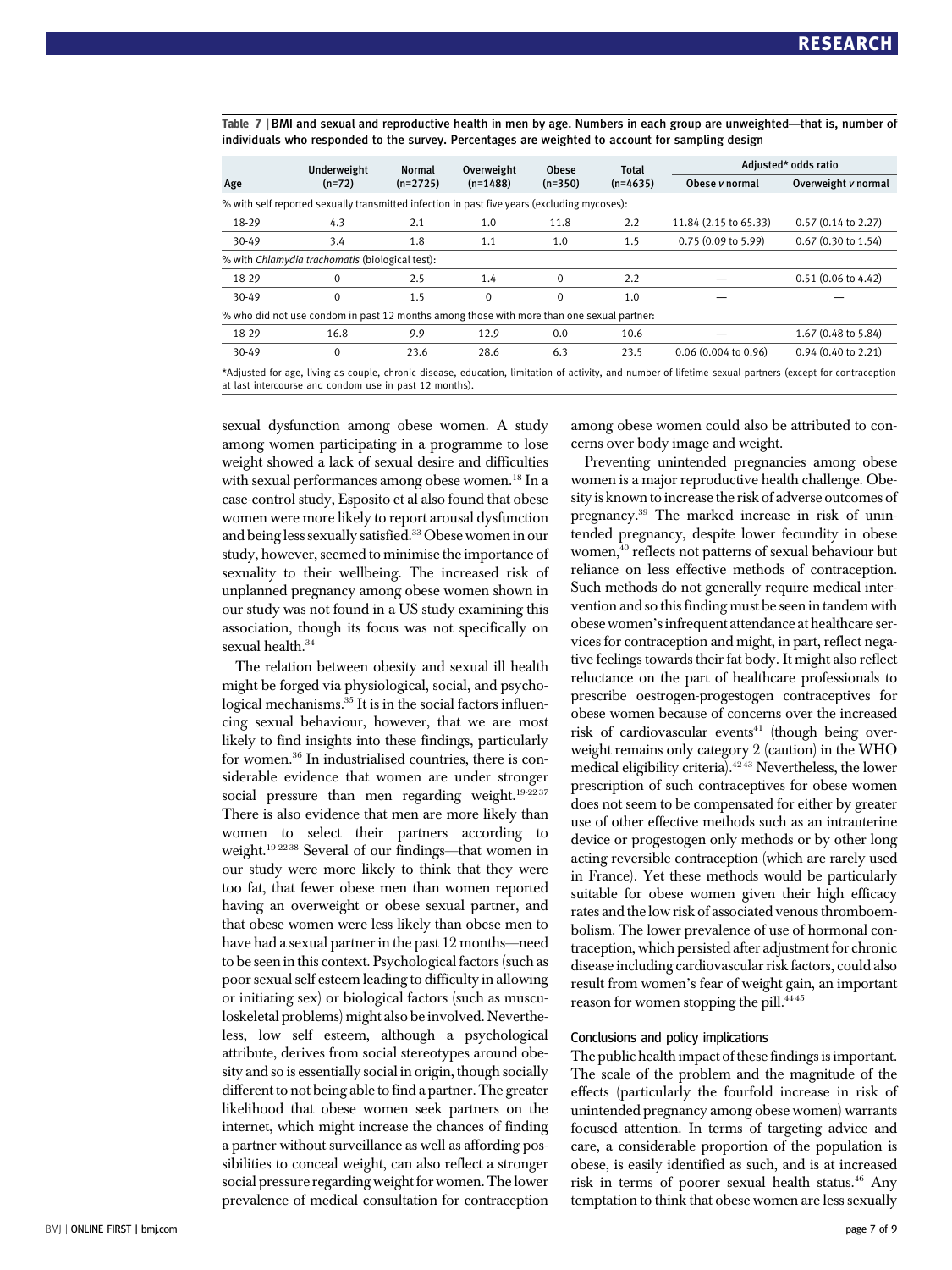Table 7 | BMI and sexual and reproductive health in men by age. Numbers in each group are unweighted—that is, number of individuals who responded to the survey. Percentages are weighted to account for sampling design

| Age | Underweight (n=72) | Normal (n=2725) | Overweight (n=1488) | Obese (n=350) | Total (n=4635) | Adjusted* odds ratio | |
|---|---|---|---|---|---|---|---|
| | | | | | | Obese v normal | Overweight v normal |
| % with self reported sexually transmitted infection in past five years (excluding mycoses): | | | | | | | |
| 18-29 | 4.3 | 2.1 | 1.0 | 11.8 | 2.2 | 11.84 (2.15 to 65.33) | 0.57 (0.14 to 2.27) |
| 30-49 | 3.4 | 1.8 | 1.1 | 1.0 | 1.5 | 0.75 (0.09 to 5.99) | 0.67 (0.30 to 1.54) |
| % with *Chlamydia trachomatis* (biological test): | | | | | | | |
| 18-29 | 0 | 2.5 | 1.4 | 0 | 2.2 | — | 0.51 (0.06 to 4.42) |
| 30-49 | 0 | 1.5 | 0 | 0 | 1.0 | — | — |
| % who did not use condom in past 12 months among those with more than one sexual partner: | | | | | | | |
| 18-29 | 16.8 | 9.9 | 12.9 | 0.0 | 10.6 | — | 1.67 (0.48 to 5.84) |
| 30-49 | 0 | 23.6 | 28.6 | 6.3 | 23.5 | 0.06 (0.004 to 0.96) | 0.94 (0.40 to 2.21) |

*Adjusted for age, living as couple, chronic disease, education, limitation of activity, and number of lifetime sexual partners (except for contraception at last intercourse and condom use in past 12 months).

sexual dysfunction among obese women. A study among women participating in a programme to lose weight showed a lack of sexual desire and difficulties with sexual performances among obese women.[18] In a case-control study, Esposito et al also found that obese women were more likely to report arousal dysfunction and being less sexually satisfied.[33] Obese women in our study, however, seemed to minimise the importance of sexuality to their wellbeing. The increased risk of unplanned pregnancy among obese women shown in our study was not found in a US study examining this association, though its focus was not specifically on sexual health.[34]

The relation between obesity and sexual ill health might be forged via physiological, social, and psychological mechanisms.[35] It is in the social factors influencing sexual behaviour, however, that we are most likely to find insights into these findings, particularly for women.[36] In industrialised countries, there is considerable evidence that women are under stronger social pressure than men regarding weight.[19-22 37] There is also evidence that men are more likely than women to select their partners according to weight.[19-22 38] Several of our findings—that women in our study were more likely to think that they were too fat, that fewer obese men than women reported having an overweight or obese sexual partner, and that obese women were less likely than obese men to have had a sexual partner in the past 12 months—need to be seen in this context. Psychological factors (such as poor sexual self esteem leading to difficulty in allowing or initiating sex) or biological factors (such as musculoskeletal problems) might also be involved. Nevertheless, low self esteem, although a psychological attribute, derives from social stereotypes around obesity and so is essentially social in origin, though socially different to not being able to find a partner. The greater likelihood that obese women seek partners on the internet, which might increase the chances of finding a partner without surveillance as well as affording possibilities to conceal weight, can also reflect a stronger social pressure regarding weight for women. The lower prevalence of medical consultation for contraception among obese women could also be attributed to concerns over body image and weight.

Preventing unintended pregnancies among obese women is a major reproductive health challenge. Obesity is known to increase the risk of adverse outcomes of pregnancy.[39] The marked increase in risk of unintended pregnancy, despite lower fecundity in obese women,[40] reflects not patterns of sexual behaviour but reliance on less effective methods of contraception. Such methods do not generally require medical intervention and so this finding must be seen in tandem with obese women's infrequent attendance at healthcare services for contraception and might, in part, reflect negative feelings towards their fat body. It might also reflect reluctance on the part of healthcare professionals to prescribe oestrogen-progestogen contraceptives for obese women because of concerns over the increased risk of cardiovascular events[41] (though being overweight remains only category 2 (caution) in the WHO medical eligibility criteria).[42 43] Nevertheless, the lower prescription of such contraceptives for obese women does not seem to be compensated for either by greater use of other effective methods such as an intrauterine device or progestogen only methods or by other long acting reversible contraception (which are rarely used in France). Yet these methods would be particularly suitable for obese women given their high efficacy rates and the low risk of associated venous thromboembolism. The lower prevalence of use of hormonal contraception, which persisted after adjustment for chronic disease including cardiovascular risk factors, could also result from women's fear of weight gain, an important reason for women stopping the pill.[44 45]

### Conclusions and policy implications

The public health impact of these findings is important. The scale of the problem and the magnitude of the effects (particularly the fourfold increase in risk of unintended pregnancy among obese women) warrants focused attention. In terms of targeting advice and care, a considerable proportion of the population is obese, is easily identified as such, and is at increased risk in terms of poorer sexual health status.[46] Any temptation to think that obese women are less sexually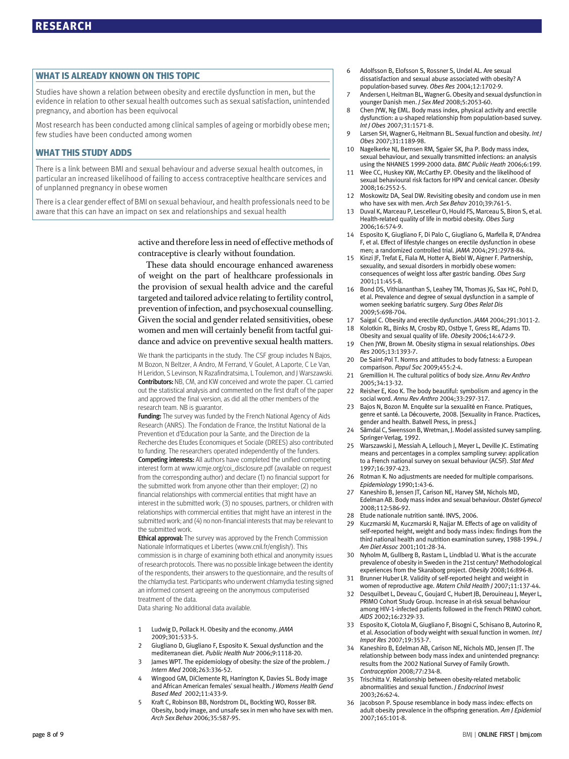## WHAT IS ALREADY KNOWN ON THIS TOPIC

Studies have shown a relation between obesity and erectile dysfunction in men, but the evidence in relation to other sexual health outcomes such as sexual satisfaction, unintended pregnancy, and abortion has been equivocal

Most research has been conducted among clinical samples of ageing or morbidly obese men; few studies have been conducted among women

## WHAT THIS STUDY ADDS

There is a link between BMI and sexual behaviour and adverse sexual health outcomes, in particular an increased likelihood of failing to access contraceptive healthcare services and of unplanned pregnancy in obese women

There is a clear gender effect of BMI on sexual behaviour, and health professionals need to be aware that this can have an impact on sex and relationships and sexual health

active and therefore less in need of effective methods of contraceptive is clearly without foundation.

These data should encourage enhanced awareness of weight on the part of healthcare professionals in the provision of sexual health advice and the careful targeted and tailored advice relating to fertility control, prevention of infection, and psychosexual counselling. Given the social and gender related sensitivities, obese women and men will certainly benefit from tactful guidance and advice on preventive sexual health matters.

We thank the participants in the study. The CSF group includes N Bajos, M Bozon, N Beltzer, A Andro, M Ferrand, V Goulet, A Laporte, C Le Van, H Leridon, S Levinson, N Razafindratsima, L Toulemon, and J Warszawski.

**Contributors:** NB, CM, and KW conceived and wrote the paper. CL carried out the statistical analysis and commented on the first draft of the paper and approved the final version, as did all the other members of the research team. NB is guarantor.

**Funding:** The survey was funded by the French National Agency of Aids Research (ANRS). The Fondation de France, the Institut National de la Prevention et d'Education pour la Sante, and the Direction de la Recherche des Etudes Economiques et Sociale (DREES) also contributed to funding. The researchers operated independently of the funders.

**Competing interests:** All authors have completed the unified competing interest form at www.icmje.org/coi_disclosure.pdf (available on request from the corresponding author) and declare (1) no financial support for the submitted work from anyone other than their employer; (2) no financial relationships with commercial entities that might have an interest in the submitted work; (3) no spouses, partners, or children with relationships with commercial entities that might have an interest in the submitted work; and (4) no non-financial interests that may be relevant to the submitted work.

**Ethical approval:** The survey was approved by the French Commission Nationale Informatiques et Libertes (www.cnil.fr/english/). This commission is in charge of examining both ethical and anonymity issues of research protocols. There was no possible linkage between the identity of the respondents, their answers to the questionnaire, and the results of the chlamydia test. Participants who underwent chlamydia testing signed an informed consent agreeing on the anonymous computerised treatment of the data.

Data sharing: No additional data available.

1. Ludwig D, Pollack H. Obesity and the economy. *JAMA* 2009;301:533-5.
2. Giugliano D, Giugliano F, Esposito K. Sexual dysfunction and the mediterranean diet. *Public Health Nutr* 2006;9:1118-20.
3. James WPT. The epidemiology of obesity: the size of the problem. *J Intern Med* 2008;263:336-52.
4. Wingood GM, DiClemente RJ, Harrington K, Davies SL. Body image and African American females' sexual health. *J Womens Health Gend Based Med* 2002;11:433-9.
5. Kraft C, Robinson BB, Nordstrom DL, Bockting WO, Rosser BR. Obesity, body image, and unsafe sex in men who have sex with men. *Arch Sex Behav* 2006;35:587-95.
6. Adolfsson B, Elofsson S, Rossner S, Undel AL. Are sexual dissatisfaction and sexual abuse associated with obesity? A population-based survey. *Obes Res* 2004;12:1702-9.
7. Andersen I, Heitman BL, Wagner G. Obesity and sexual dysfunction in younger Danish men. *J Sex Med* 2008;5:2053-60.
8. Chen JYW, Ng EML. Body mass index, physical activity and erectile dysfunction: a u-shaped relationship from population-based survey. *Int J Obes* 2007;31:1571-8.
9. Larsen SH, Wagner G, Heitmann BL. Sexual function and obesity. *Int J Obes* 2007;31:1189-98.
10. Nagelkerke NJ, Bernsen RM, Sgaier SK, Jha P. Body mass index, sexual behaviour, and sexually transmitted infections: an analysis using the NHANES 1999-2000 data. *BMC Public Heath* 2006;6:199.
11. Wee CC, Huskey KW, McCarthy EP. Obesity and the likelihood of sexual behavioural risk factors for HPV and cervical cancer. *Obesity* 2008;16:2552-5.
12. Moskowitz DA, Seal DW. Revisiting obesity and condom use in men who have sex with men. *Arch Sex Behav* 2010;39:761-5.
13. Duval K, Marceau P, Lescelleur O, Hould FS, Marceau S, Biron S, et al. Health-related quality of life in morbid obesity. *Obes Surg* 2006;16:574-9.
14. Esposito K, Giugliano F, Di Palo C, Giugliano G, Marfella R, D'Andrea F, et al. Effect of lifestyle changes on erectile dysfunction in obese men; a randomized controlled trial. *JAMA* 2004;291:2978-84.
15. Kinzi JF, Trefat E, Fiala M, Hotter A, Biebl W, Aigner F. Partnership, sexuality, and sexual disorders in morbidly obese women: consequences of weight loss after gastric banding. *Obes Surg* 2001;11:455-8.
16. Bond DS, Vithiananthan S, Leahey TM, Thomas JG, Sax HC, Pohl D, et al. Prevalence and degree of sexual dysfunction in a sample of women seeking bariatric surgery. *Surg Obes Relat Dis* 2009;5:698-704.
17. Saigal C. Obesity and erectile dysfunction. *JAMA* 2004;291:3011-2.
18. Kolotkin RL, Binks M, Crosby RD, Ostbye T, Gress RE, Adams TD. Obesity and sexual quality of life. *Obesity* 2006;14:472-9.
19. Chen JYW, Brown M. Obesity stigma in sexual relationships. *Obes Res* 2005;13:1393-7.
20. De Saint-Pol T. Norms and attitudes to body fatness: a European comparison. *Popul Soc* 2009;455:2-4.
21. Gremillion H. The cultural politics of body size. *Annu Rev Anthro* 2005;34:13-32.
22. Reisher E, Koo K. The body beautiful: symbolism and agency in the social word. *Annu Rev Anthro* 2004;33:297-317.
23. Bajos N, Bozon M. Enquête sur la sexualité en France. Pratiques, genre et santé. La Découverte, 2008. [Sexuality in France. Practices, gender and health. Batwell Press, in press.]
24. Sämdal C, Swensson B, Wretman, J. Model assisted survey sampling. Springer-Verlag, 1992.
25. Warszawski J, Messiah A, Lellouch J, Meyer L, Deville JC. Estimating means and percentages in a complex sampling survey: application to a French national survey on sexual behaviour (ACSF). *Stat Med* 1997;16:397-423.
26. Rotman K. No adjustments are needed for multiple comparisons. *Epidemiology* 1990;1:43-6.
27. Kaneshiro B, Jensen JT, Carison NE, Harvey SM, Nichols MD, Edelman AB. Body mass index and sexual behaviour. *Obstet Gynecol* 2008;112:586-92.
28. Etude nationale nutrition santé. INVS, 2006.
29. Kuczmarski M, Kuczmarski R, Najjar M. Effects of age on validity of self-reported height, weight and body mass index: findings from the third national health and nutrition examination survey, 1988-1994. *J Am Diet Assoc* 2001;101:28-34.
30. Nyholm M, Gullberg B, Rastam L, Lindblad U. What is the accurate prevalence of obesity in Sweden in the 21st century? Methodological experiences from the Skaraborg project. *Obesity* 2008;16:896-8.
31. Brunner Huber LR. Validity of self-reported height and weight in women of reproductive age. *Matern Child Health J* 2007;11:137-44.
32. Desquilbet L, Deveau C, Goujard C, Hubert JB, Derouineau J, Meyer L, PRIMO Cohort Study Group. Increase in at-risk sexual behaviour among HIV-1-infected patients followed in the French PRIMO cohort. *AIDS* 2002;16:2329-33.
33. Esposito K, Ciotola M, Giugliano F, Bisogni C, Schisano B, Autorino R, et al. Association of body weight with sexual function in women. *Int J Impot Res* 2007;19:353-7.
34. Kaneshiro B, Edelman AB, Carison NE, Nichols MD, Jensen JT. The relationship between body mass index and unintended pregnancy: results from the 2002 National Survey of Family Growth. *Contraception* 2008;77:234-8.
35. Trischitta V. Relationship between obesity-related metabolic abnormalities and sexual function. *J Endocrinol Invest* 2003;26:62-4.
36. Jacobson P. Spouse resemblance in body mass index: effects on adult obesity prevalence in the offspring generation. *Am J Epidemiol* 2007;165:101-8.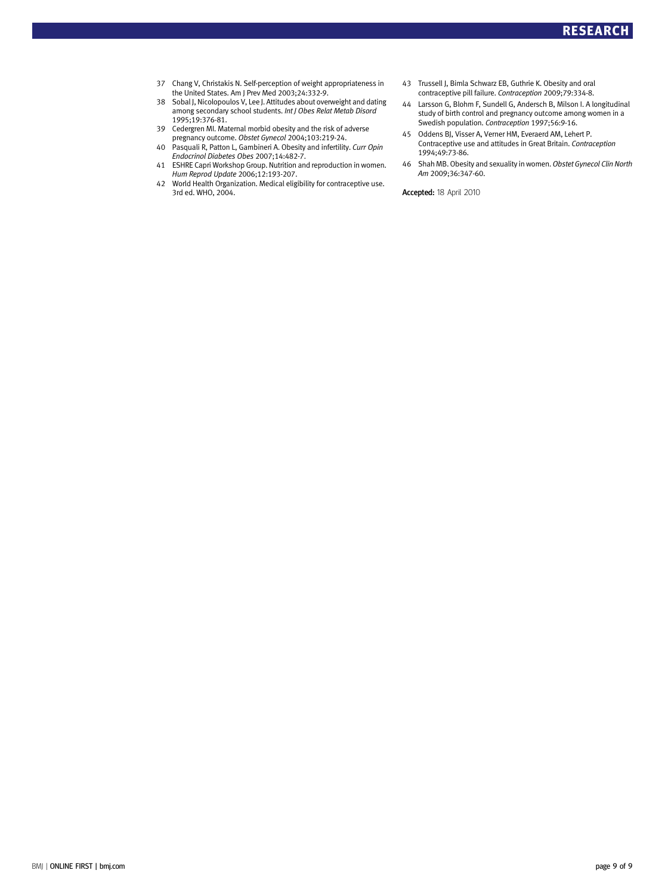37 Chang V, Christakis N. Self-perception of weight appropriateness in the United States. Am J Prev Med 2003;24:332-9.

38 Sobal J, Nicolopoulos V, Lee J. Attitudes about overweight and dating among secondary school students. *Int J Obes Relat Metab Disord* 1995;19:376-81.

39 Cedergren MI. Maternal morbid obesity and the risk of adverse pregnancy outcome. *Obstet Gynecol* 2004;103:219-24.

40 Pasquali R, Patton L, Gambineri A. Obesity and infertility. *Curr Opin Endocrinol Diabetes Obes* 2007;14:482-7.

41 ESHRE Capri Workshop Group. Nutrition and reproduction in women. *Hum Reprod Update* 2006;12:193-207.

42 World Health Organization. Medical eligibility for contraceptive use. 3rd ed. WHO, 2004.

43 Trussell J, Bimla Schwarz EB, Guthrie K. Obesity and oral contraceptive pill failure. *Contraception* 2009;79:334-8.

44 Larsson G, Blohm F, Sundell G, Andersch B, Milson I. A longitudinal study of birth control and pregnancy outcome among women in a Swedish population. *Contraception* 1997;56:9-16.

45 Oddens BJ, Visser A, Verner HM, Everaerd AM, Lehert P. Contraceptive use and attitudes in Great Britain. *Contraception* 1994;49:73-86.

46 Shah MB. Obesity and sexuality in women. *Obstet Gynecol Clin North Am* 2009;36:347-60.

**Accepted:** 18 April 2010